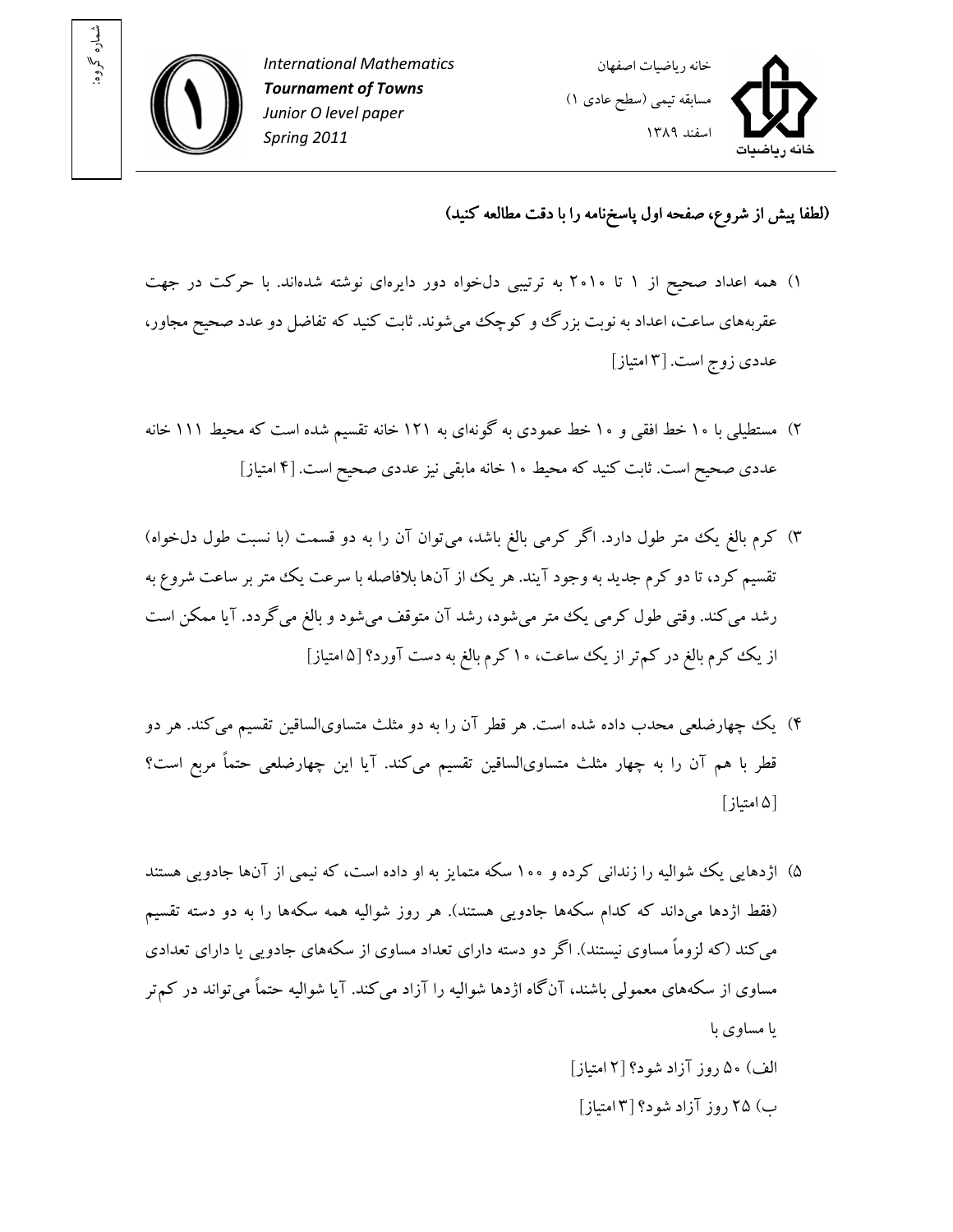شماره گروه:

International Mathematics
**Tournament of Towns**
*Junior O level paper*
*Spring 2011*

خانه ریاضیات اصفهان
مسابقه تیمی (سطح عادی ۱)
اسفند ۱۳۸۹

**(لطفا پیش از شروع، صفحه اول پاسخ‌نامه را با دقت مطالعه کنید)**

۱) همه اعداد صحیح از ۱ تا ۲۰۱۰ به ترتیبی دل‌خواه دور دایره‌ای نوشته شده‌اند. با حرکت در جهت عقربه‌های ساعت، اعداد به نوبت بزرگ و کوچک می‌شوند. ثابت کنید که تفاضل دو عدد صحیح مجاور، عددی زوج است. [۳ امتیاز]

۲) مستطیلی با ۱۰ خط افقی و ۱۰ خط عمودی به گونه‌ای به ۱۲۱ خانه تقسیم شده است که محیط ۱۱۱ خانه عددی صحیح است. ثابت کنید که محیط ۱۰ خانه مابقی نیز عددی صحیح است. [۴ امتیاز]

۳) کرم بالغ یک متر طول دارد. اگر کرمی بالغ باشد، می‌توان آن را به دو قسمت (با نسبت طول دل‌خواه) تقسیم کرد، تا دو کرم جدید به وجود آیند. هر یک از آن‌ها بلافاصله با سرعت یک متر بر ساعت شروع به رشد می‌کند. وقتی طول کرمی یک متر می‌شود، رشد آن متوقف می‌شود و بالغ می‌گردد. آیا ممکن است از یک کرم بالغ در کم‌تر از یک ساعت، ۱۰ کرم بالغ به دست آورد؟ [۵ امتیاز]

۴) یک چهارضلعی محدب داده شده است. هر قطر آن را به دو مثلث متساوی‌الساقین تقسیم می‌کند. هر دو قطر با هم آن را به چهار مثلث متساوی‌الساقین تقسیم می‌کند. آیا این چهارضلعی حتماً مربع است؟ [۵ امتیاز]

۵) اژدهایی یک شوالیه را زندانی کرده و ۱۰۰ سکه متمایز به او داده است، که نیمی از آن‌ها جادویی هستند (فقط اژدها می‌داند که کدام سکه‌ها جادویی هستند). هر روز شوالیه همه سکه‌ها را به دو دسته تقسیم می‌کند (که لزوماً مساوی نیستند). اگر دو دسته دارای تعداد مساوی از سکه‌های جادویی یا دارای تعدادی مساوی از سکه‌های معمولی باشند، آن‌گاه اژدها شوالیه را آزاد می‌کند. آیا شوالیه حتماً می‌تواند در کم‌تر یا مساوی با

الف) ۵۰ روز آزاد شود؟ [۲ امتیاز]

ب) ۲۵ روز آزاد شود؟ [۳ امتیاز]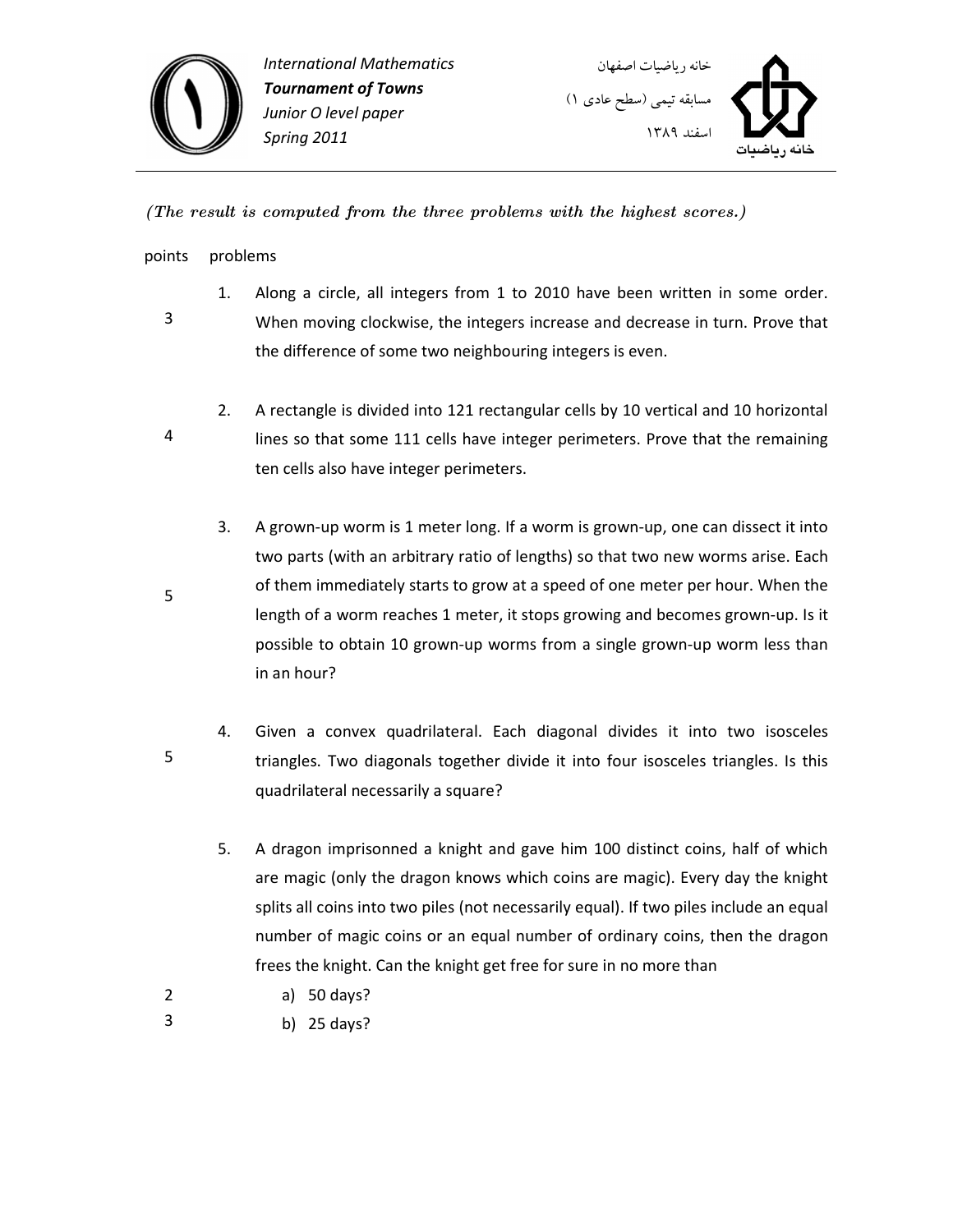International Mathematics
**Tournament of Towns**
*Junior O level paper*
*Spring 2011*

خانه ریاضیات اصفهان
مسابقه تیمی (سطح عادی ۱)
اسفند ۱۳۸۹

*(The result is computed from the three problems with the highest scores.)*

| points | problems |
|---|---|
| 3 | 1. Along a circle, all integers from 1 to 2010 have been written in some order. When moving clockwise, the integers increase and decrease in turn. Prove that the difference of some two neighbouring integers is even. |
| 4 | 2. A rectangle is divided into 121 rectangular cells by 10 vertical and 10 horizontal lines so that some 111 cells have integer perimeters. Prove that the remaining ten cells also have integer perimeters. |
| 5 | 3. A grown-up worm is 1 meter long. If a worm is grown-up, one can dissect it into two parts (with an arbitrary ratio of lengths) so that two new worms arise. Each of them immediately starts to grow at a speed of one meter per hour. When the length of a worm reaches 1 meter, it stops growing and becomes grown-up. Is it possible to obtain 10 grown-up worms from a single grown-up worm less than in an hour? |
| 5 | 4. Given a convex quadrilateral. Each diagonal divides it into two isosceles triangles. Two diagonals together divide it into four isosceles triangles. Is this quadrilateral necessarily a square? |
| | 5. A dragon imprisonned a knight and gave him 100 distinct coins, half of which are magic (only the dragon knows which coins are magic). Every day the knight splits all coins into two piles (not necessarily equal). If two piles include an equal number of magic coins or an equal number of ordinary coins, then the dragon frees the knight. Can the knight get free for sure in no more than |
| 2 | a) 50 days? |
| 3 | b) 25 days? |